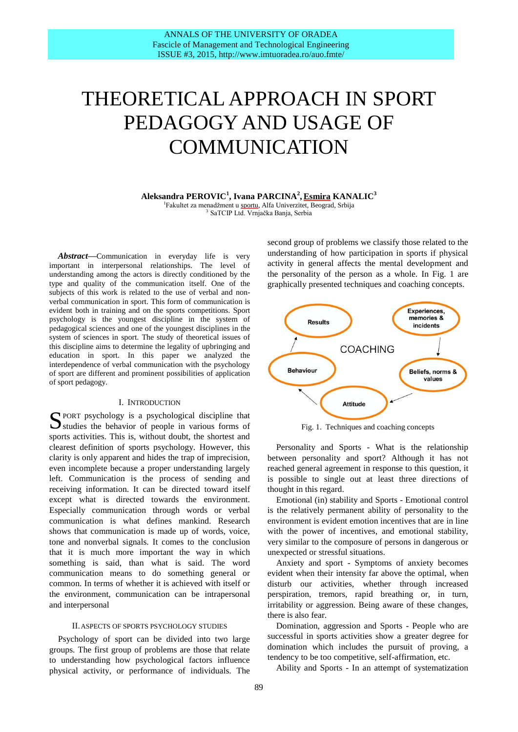# THEORETICAL APPROACH IN SPORT PEDAGOGY AND USAGE OF COMMUNICATION

**Aleksandra PEROVIC[1], Ivana PARCINA[2], Esmira KANALIC[3]**

[1]Fakultet za menadžment u sportu, Alfa Univerzitet, Beograd, Srbija
[3] SaTCIP Ltd. Vrnjačka Banja, Serbia

***Abstract*****—**Communication in everyday life is very important in interpersonal relationships. The level of understanding among the actors is directly conditioned by the type and quality of the communication itself. One of the subjects of this work is related to the use of verbal and non-verbal communication in sport. This form of communication is evident both in training and on the sports competitions. Sport psychology is the youngest discipline in the system of pedagogical sciences and one of the youngest disciplines in the system of sciences in sport. The study of theoretical issues of this discipline aims to determine the legality of upbringing and education in sport. In this paper we analyzed the interdependence of verbal communication with the psychology of sport are different and prominent possibilities of application of sport pedagogy.

## I. Introduction

Sport psychology is a psychological discipline that studies the behavior of people in various forms of sports activities. This is, without doubt, the shortest and clearest definition of sports psychology. However, this clarity is only apparent and hides the trap of imprecision, even incomplete because a proper understanding largely left. Communication is the process of sending and receiving information. It can be directed toward itself except what is directed towards the environment. Especially communication through words or verbal communication is what defines mankind. Research shows that communication is made up of words, voice, tone and nonverbal signals. It comes to the conclusion that it is much more important the way in which something is said, than what is said. The word communication means to do something general or common. In terms of whether it is achieved with itself or the environment, communication can be intrapersonal and interpersonal

## II. Aspects of Sports Psychology Studies

Psychology of sport can be divided into two large groups. The first group of problems are those that relate to understanding how psychological factors influence physical activity, or performance of individuals. The second group of problems we classify those related to the understanding of how participation in sports if physical activity in general affects the mental development and the personality of the person as a whole. In Fig. 1 are graphically presented techniques and coaching concepts.

COACHING: Results ← Behaviour ← Attitude ← Beliefs, norms & values ← Experiences, memories & incidents

Fig. 1. Techniques and coaching concepts

Personality and Sports - What is the relationship between personality and sport? Although it has not reached general agreement in response to this question, it is possible to single out at least three directions of thought in this regard.

Emotional (in) stability and Sports - Emotional control is the relatively permanent ability of personality to the environment is evident emotion incentives that are in line with the power of incentives, and emotional stability, very similar to the composure of persons in dangerous or unexpected or stressful situations.

Anxiety and sport - Symptoms of anxiety becomes evident when their intensity far above the optimal, when disturb our activities, whether through increased perspiration, tremors, rapid breathing or, in turn, irritability or aggression. Being aware of these changes, there is also fear.

Domination, aggression and Sports - People who are successful in sports activities show a greater degree for domination which includes the pursuit of proving, a tendency to be too competitive, self-affirmation, etc.

Ability and Sports - In an attempt of systematization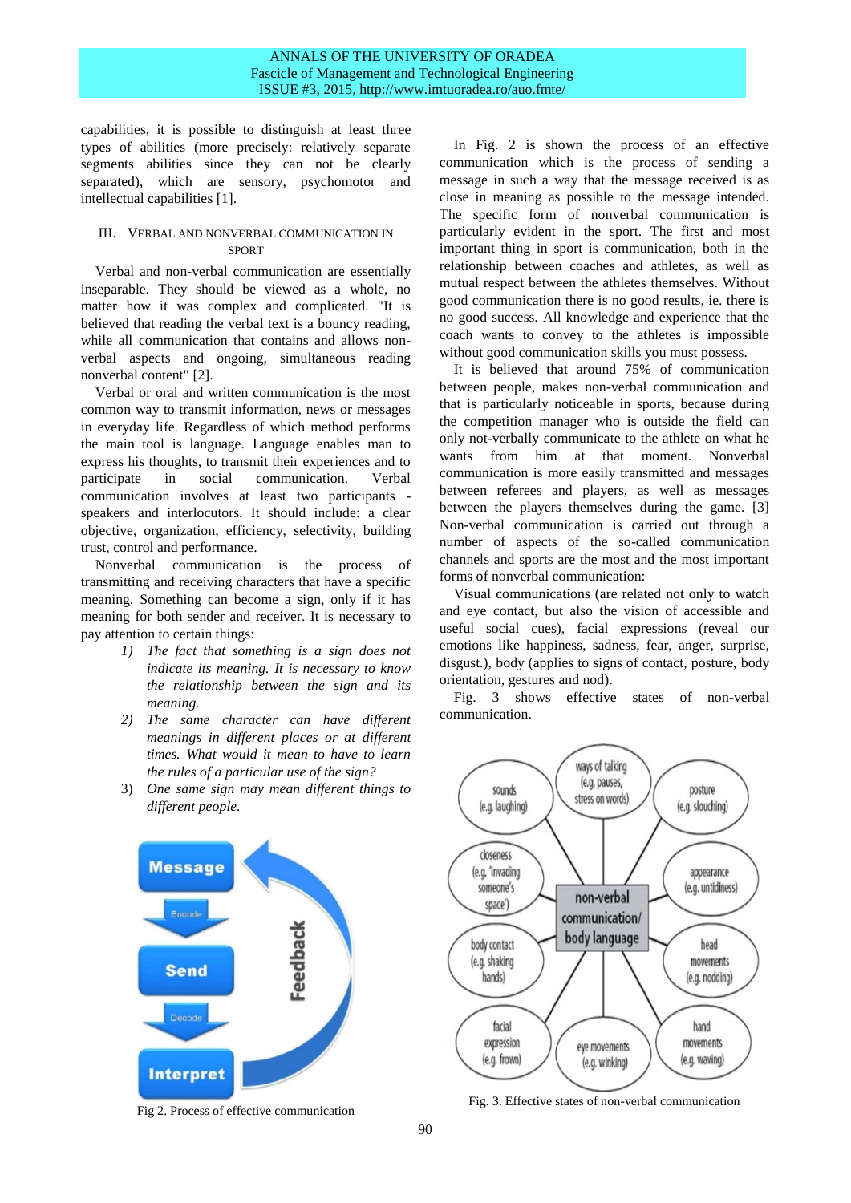capabilities, it is possible to distinguish at least three types of abilities (more precisely: relatively separate segments abilities since they can not be clearly separated), which are sensory, psychomotor and intellectual capabilities [1].

## III. Verbal and Nonverbal Communication in Sport

Verbal and non-verbal communication are essentially inseparable. They should be viewed as a whole, no matter how it was complex and complicated. "It is believed that reading the verbal text is a bouncy reading, while all communication that contains and allows non-verbal aspects and ongoing, simultaneous reading nonverbal content" [2].

Verbal or oral and written communication is the most common way to transmit information, news or messages in everyday life. Regardless of which method performs the main tool is language. Language enables man to express his thoughts, to transmit their experiences and to participate in social communication. Verbal communication involves at least two participants - speakers and interlocutors. It should include: a clear objective, organization, efficiency, selectivity, building trust, control and performance.

Nonverbal communication is the process of transmitting and receiving characters that have a specific meaning. Something can become a sign, only if it has meaning for both sender and receiver. It is necessary to pay attention to certain things:

1) *The fact that something is a sign does not indicate its meaning. It is necessary to know the relationship between the sign and its meaning.*
2) *The same character can have different meanings in different places or at different times. What would it mean to have to learn the rules of a particular use of the sign?*
3) *One same sign may mean different things to different people.*

Fig 2. Process of effective communication

In Fig. 2 is shown the process of an effective communication which is the process of sending a message in such a way that the message received is as close in meaning as possible to the message intended. The specific form of nonverbal communication is particularly evident in the sport. The first and most important thing in sport is communication, both in the relationship between coaches and athletes, as well as mutual respect between the athletes themselves. Without good communication there is no good results, ie. there is no good success. All knowledge and experience that the coach wants to convey to the athletes is impossible without good communication skills you must possess.

It is believed that around 75% of communication between people, makes non-verbal communication and that is particularly noticeable in sports, because during the competition manager who is outside the field can only not-verbally communicate to the athlete on what he wants from him at that moment. Nonverbal communication is more easily transmitted and messages between referees and players, as well as messages between the players themselves during the game. [3] Non-verbal communication is carried out through a number of aspects of the so-called communication channels and sports are the most and the most important forms of nonverbal communication:

Visual communications (are related not only to watch and eye contact, but also the vision of accessible and useful social cues), facial expressions (reveal our emotions like happiness, sadness, fear, anger, surprise, disgust.), body (applies to signs of contact, posture, body orientation, gestures and nod).

Fig. 3 shows effective states of non-verbal communication.

Fig. 3. Effective states of non-verbal communication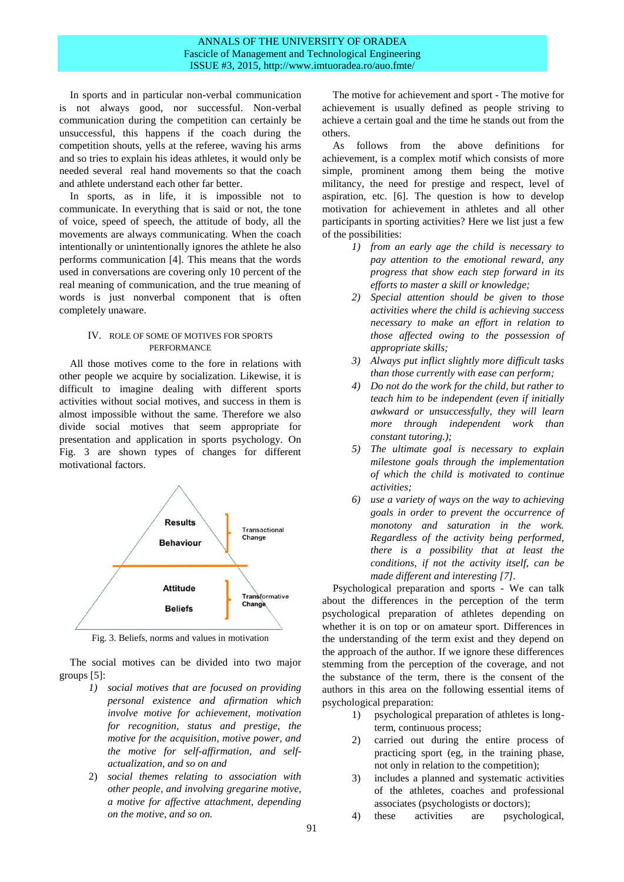In sports and in particular non-verbal communication is not always good, nor successful. Non-verbal communication during the competition can certainly be unsuccessful, this happens if the coach during the competition shouts, yells at the referee, waving his arms and so tries to explain his ideas athletes, it would only be needed several real hand movements so that the coach and athlete understand each other far better.

In sports, as in life, it is impossible not to communicate. In everything that is said or not, the tone of voice, speed of speech, the attitude of body, all the movements are always communicating. When the coach intentionally or unintentionally ignores the athlete he also performs communication [4]. This means that the words used in conversations are covering only 10 percent of the real meaning of communication, and the true meaning of words is just nonverbal component that is often completely unaware.

## IV. ROLE OF SOME OF MOTIVES FOR SPORTS PERFORMANCE

All those motives come to the fore in relations with other people we acquire by socialization. Likewise, it is difficult to imagine dealing with different sports activities without social motives, and success in them is almost impossible without the same. Therefore we also divide social motives that seem appropriate for presentation and application in sports psychology. On Fig. 3 are shown types of changes for different motivational factors.

Results
Behaviour
Transactional Change
Attitude
Beliefs
Transformative Change

Fig. 3. Beliefs, norms and values in motivation

The social motives can be divided into two major groups [5]:

1) *social motives that are focused on providing personal existence and afirmation which involve motive for achievement, motivation for recognition, status and prestige, the motive for the acquisition, motive power, and the motive for self-affirmation, and self-actualization, and so on and*
2) *social themes relating to association with other people, and involving gregarine motive, a motive for affective attachment, depending on the motive, and so on.*

The motive for achievement and sport - The motive for achievement is usually defined as people striving to achieve a certain goal and the time he stands out from the others.

As follows from the above definitions for achievement, is a complex motif which consists of more simple, prominent among them being the motive militancy, the need for prestige and respect, level of aspiration, etc. [6]. The question is how to develop motivation for achievement in athletes and all other participants in sporting activities? Here we list just a few of the possibilities:

1) *from an early age the child is necessary to pay attention to the emotional reward, any progress that show each step forward in its efforts to master a skill or knowledge;*
2) *Special attention should be given to those activities where the child is achieving success necessary to make an effort in relation to those affected owing to the possession of appropriate skills;*
3) *Always put inflict slightly more difficult tasks than those currently with ease can perform;*
4) *Do not do the work for the child, but rather to teach him to be independent (even if initially awkward or unsuccessfully, they will learn more through independent work than constant tutoring.);*
5) *The ultimate goal is necessary to explain milestone goals through the implementation of which the child is motivated to continue activities;*
6) *use a variety of ways on the way to achieving goals in order to prevent the occurrence of monotony and saturation in the work. Regardless of the activity being performed, there is a possibility that at least the conditions, if not the activity itself, can be made different and interesting [7].*

Psychological preparation and sports - We can talk about the differences in the perception of the term psychological preparation of athletes depending on whether it is on top or on amateur sport. Differences in the understanding of the term exist and they depend on the approach of the author. If we ignore these differences stemming from the perception of the coverage, and not the substance of the term, there is the consent of the authors in this area on the following essential items of psychological preparation:

1) psychological preparation of athletes is long-term, continuous process;
2) carried out during the entire process of practicing sport (eg, in the training phase, not only in relation to the competition);
3) includes a planned and systematic activities of the athletes, coaches and professional associates (psychologists or doctors);
4) these activities are psychological,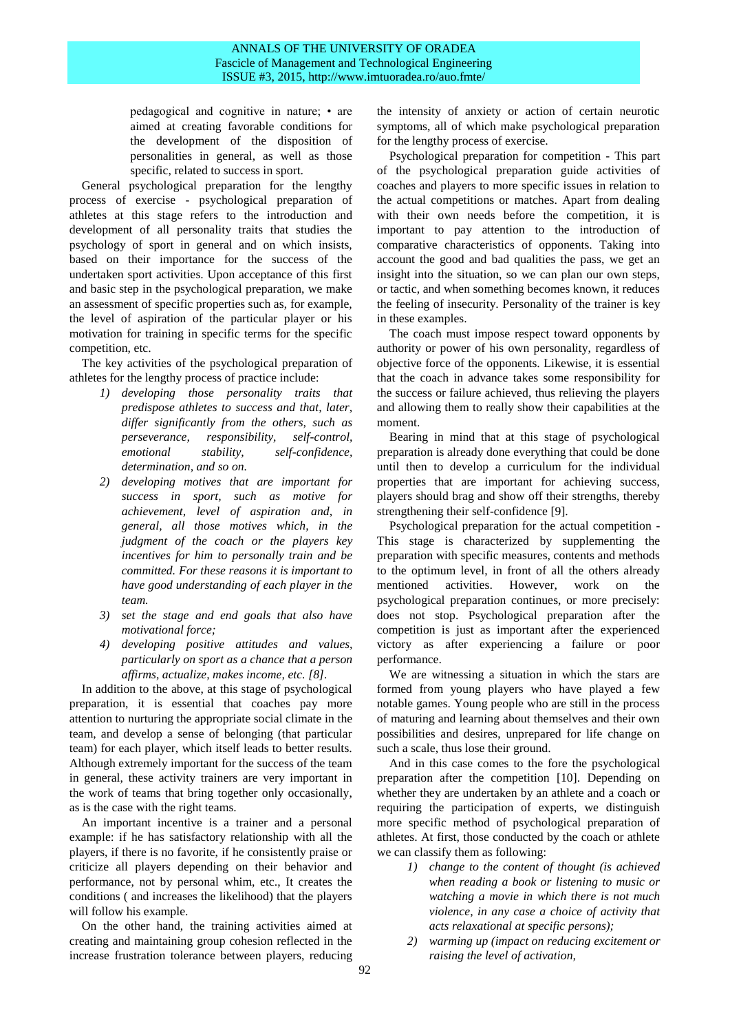pedagogical and cognitive in nature; • are aimed at creating favorable conditions for the development of the disposition of personalities in general, as well as those specific, related to success in sport.

General psychological preparation for the lengthy process of exercise - psychological preparation of athletes at this stage refers to the introduction and development of all personality traits that studies the psychology of sport in general and on which insists, based on their importance for the success of the undertaken sport activities. Upon acceptance of this first and basic step in the psychological preparation, we make an assessment of specific properties such as, for example, the level of aspiration of the particular player or his motivation for training in specific terms for the specific competition, etc.

The key activities of the psychological preparation of athletes for the lengthy process of practice include:

1) *developing those personality traits that predispose athletes to success and that, later, differ significantly from the others, such as perseverance, responsibility, self-control, emotional stability, self-confidence, determination, and so on.*
2) *developing motives that are important for success in sport, such as motive for achievement, level of aspiration and, in general, all those motives which, in the judgment of the coach or the players key incentives for him to personally train and be committed. For these reasons it is important to have good understanding of each player in the team.*
3) *set the stage and end goals that also have motivational force;*
4) *developing positive attitudes and values, particularly on sport as a chance that a person affirms, actualize, makes income, etc. [8].*

In addition to the above, at this stage of psychological preparation, it is essential that coaches pay more attention to nurturing the appropriate social climate in the team, and develop a sense of belonging (that particular team) for each player, which itself leads to better results. Although extremely important for the success of the team in general, these activity trainers are very important in the work of teams that bring together only occasionally, as is the case with the right teams.

An important incentive is a trainer and a personal example: if he has satisfactory relationship with all the players, if there is no favorite, if he consistently praise or criticize all players depending on their behavior and performance, not by personal whim, etc., It creates the conditions ( and increases the likelihood) that the players will follow his example.

On the other hand, the training activities aimed at creating and maintaining group cohesion reflected in the increase frustration tolerance between players, reducing the intensity of anxiety or action of certain neurotic symptoms, all of which make psychological preparation for the lengthy process of exercise.

Psychological preparation for competition - This part of the psychological preparation guide activities of coaches and players to more specific issues in relation to the actual competitions or matches. Apart from dealing with their own needs before the competition, it is important to pay attention to the introduction of comparative characteristics of opponents. Taking into account the good and bad qualities the pass, we get an insight into the situation, so we can plan our own steps, or tactic, and when something becomes known, it reduces the feeling of insecurity. Personality of the trainer is key in these examples.

The coach must impose respect toward opponents by authority or power of his own personality, regardless of objective force of the opponents. Likewise, it is essential that the coach in advance takes some responsibility for the success or failure achieved, thus relieving the players and allowing them to really show their capabilities at the moment.

Bearing in mind that at this stage of psychological preparation is already done everything that could be done until then to develop a curriculum for the individual properties that are important for achieving success, players should brag and show off their strengths, thereby strengthening their self-confidence [9].

Psychological preparation for the actual competition - This stage is characterized by supplementing the preparation with specific measures, contents and methods to the optimum level, in front of all the others already mentioned activities. However, work on the psychological preparation continues, or more precisely: does not stop. Psychological preparation after the competition is just as important after the experienced victory as after experiencing a failure or poor performance.

We are witnessing a situation in which the stars are formed from young players who have played a few notable games. Young people who are still in the process of maturing and learning about themselves and their own possibilities and desires, unprepared for life change on such a scale, thus lose their ground.

And in this case comes to the fore the psychological preparation after the competition [10]. Depending on whether they are undertaken by an athlete and a coach or requiring the participation of experts, we distinguish more specific method of psychological preparation of athletes. At first, those conducted by the coach or athlete we can classify them as following:

1) *change to the content of thought (is achieved when reading a book or listening to music or watching a movie in which there is not much violence, in any case a choice of activity that acts relaxational at specific persons);*
2) *warming up (impact on reducing excitement or raising the level of activation,*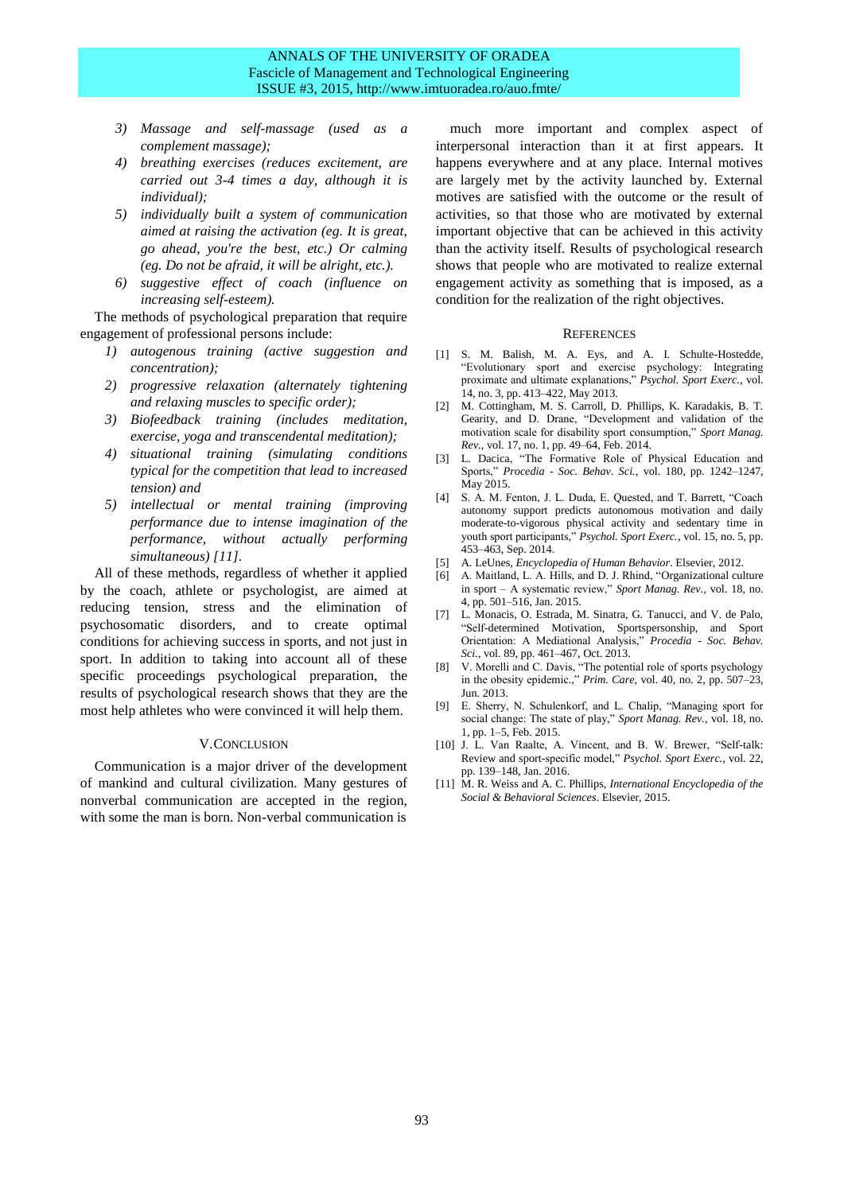3) *Massage and self-massage (used as a complement massage);*
4) *breathing exercises (reduces excitement, are carried out 3-4 times a day, although it is individual);*
5) *individually built a system of communication aimed at raising the activation (eg. It is great, go ahead, you're the best, etc.) Or calming (eg. Do not be afraid, it will be alright, etc.).*
6) *suggestive effect of coach (influence on increasing self-esteem).*

The methods of psychological preparation that require engagement of professional persons include:

1) *autogenous training (active suggestion and concentration);*
2) *progressive relaxation (alternately tightening and relaxing muscles to specific order);*
3) *Biofeedback training (includes meditation, exercise, yoga and transcendental meditation);*
4) *situational training (simulating conditions typical for the competition that lead to increased tension) and*
5) *intellectual or mental training (improving performance due to intense imagination of the performance, without actually performing simultaneous) [11].*

All of these methods, regardless of whether it applied by the coach, athlete or psychologist, are aimed at reducing tension, stress and the elimination of psychosomatic disorders, and to create optimal conditions for achieving success in sports, and not just in sport. In addition to taking into account all of these specific proceedings psychological preparation, the results of psychological research shows that they are the most help athletes who were convinced it will help them.

## V. Conclusion

Communication is a major driver of the development of mankind and cultural civilization. Many gestures of nonverbal communication are accepted in the region, with some the man is born. Non-verbal communication is much more important and complex aspect of interpersonal interaction than it at first appears. It happens everywhere and at any place. Internal motives are largely met by the activity launched by. External motives are satisfied with the outcome or the result of activities, so that those who are motivated by external important objective that can be achieved in this activity than the activity itself. Results of psychological research shows that people who are motivated to realize external engagement activity as something that is imposed, as a condition for the realization of the right objectives.

## References

[1] S. M. Balish, M. A. Eys, and A. I. Schulte-Hostedde, "Evolutionary sport and exercise psychology: Integrating proximate and ultimate explanations," *Psychol. Sport Exerc.*, vol. 14, no. 3, pp. 413–422, May 2013.

[2] M. Cottingham, M. S. Carroll, D. Phillips, K. Karadakis, B. T. Gearity, and D. Drane, "Development and validation of the motivation scale for disability sport consumption," *Sport Manag. Rev.*, vol. 17, no. 1, pp. 49–64, Feb. 2014.

[3] L. Dacica, "The Formative Role of Physical Education and Sports," *Procedia - Soc. Behav. Sci.*, vol. 180, pp. 1242–1247, May 2015.

[4] S. A. M. Fenton, J. L. Duda, E. Quested, and T. Barrett, "Coach autonomy support predicts autonomous motivation and daily moderate-to-vigorous physical activity and sedentary time in youth sport participants," *Psychol. Sport Exerc.*, vol. 15, no. 5, pp. 453–463, Sep. 2014.

[5] A. LeUnes, *Encyclopedia of Human Behavior*. Elsevier, 2012.

[6] A. Maitland, L. A. Hills, and D. J. Rhind, "Organizational culture in sport – A systematic review," *Sport Manag. Rev.*, vol. 18, no. 4, pp. 501–516, Jan. 2015.

[7] L. Monacis, O. Estrada, M. Sinatra, G. Tanucci, and V. de Palo, "Self-determined Motivation, Sportspersonship, and Sport Orientation: A Mediational Analysis," *Procedia - Soc. Behav. Sci.*, vol. 89, pp. 461–467, Oct. 2013.

[8] V. Morelli and C. Davis, "The potential role of sports psychology in the obesity epidemic.," *Prim. Care*, vol. 40, no. 2, pp. 507–23, Jun. 2013.

[9] E. Sherry, N. Schulenkorf, and L. Chalip, "Managing sport for social change: The state of play," *Sport Manag. Rev.*, vol. 18, no. 1, pp. 1–5, Feb. 2015.

[10] J. L. Van Raalte, A. Vincent, and B. W. Brewer, "Self-talk: Review and sport-specific model," *Psychol. Sport Exerc.*, vol. 22, pp. 139–148, Jan. 2016.

[11] M. R. Weiss and A. C. Phillips, *International Encyclopedia of the Social & Behavioral Sciences*. Elsevier, 2015.